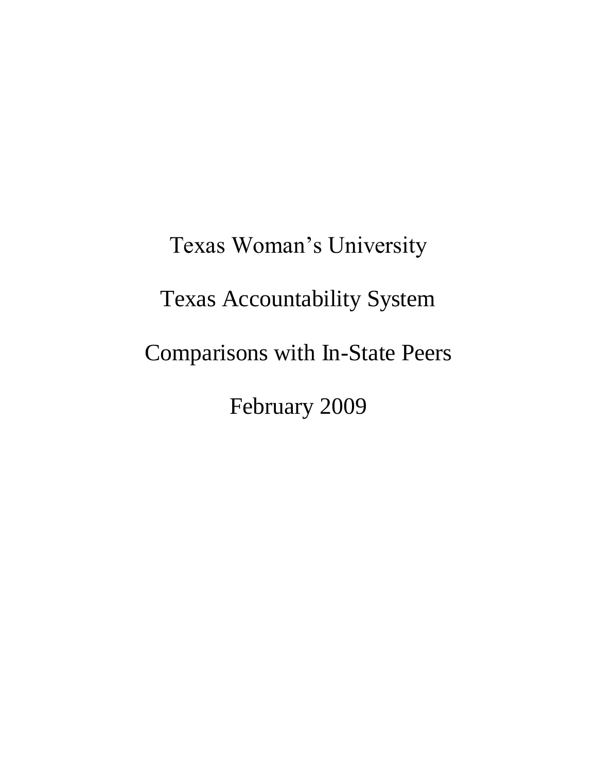# Texas Woman's University

## Texas Accountability System

## Comparisons with In-State Peers

## February 2009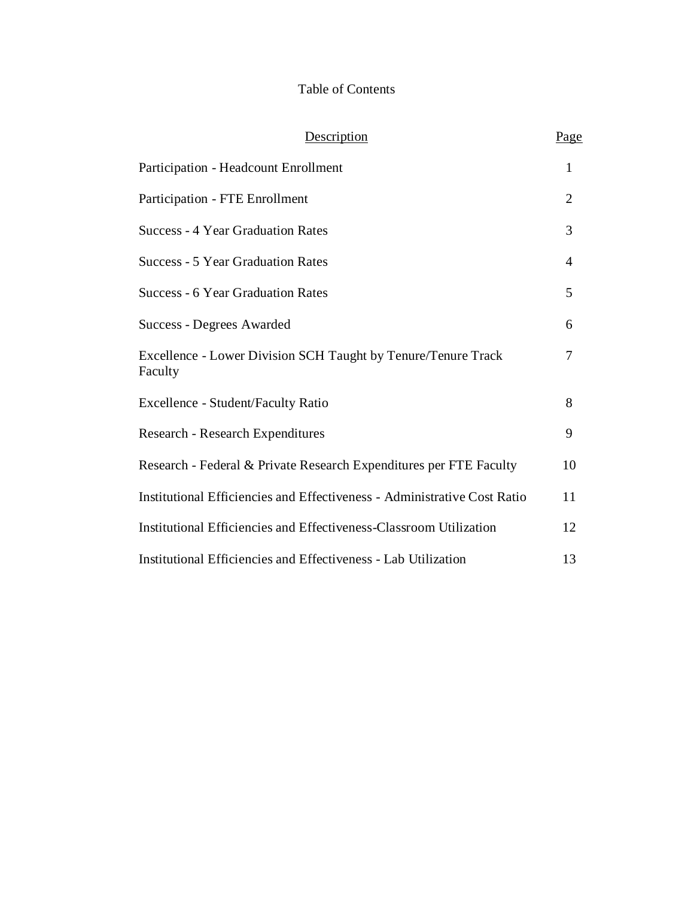# Table of Contents

| Description | Page |
| --- | --- |
| Participation - Headcount Enrollment | 1 |
| Participation - FTE Enrollment | 2 |
| Success - 4 Year Graduation Rates | 3 |
| Success - 5 Year Graduation Rates | 4 |
| Success - 6 Year Graduation Rates | 5 |
| Success - Degrees Awarded | 6 |
| Excellence - Lower Division SCH Taught by Tenure/Tenure Track Faculty | 7 |
| Excellence - Student/Faculty Ratio | 8 |
| Research - Research Expenditures | 9 |
| Research - Federal & Private Research Expenditures per FTE Faculty | 10 |
| Institutional Efficiencies and Effectiveness - Administrative Cost Ratio | 11 |
| Institutional Efficiencies and Effectiveness-Classroom Utilization | 12 |
| Institutional Efficiencies and Effectiveness - Lab Utilization | 13 |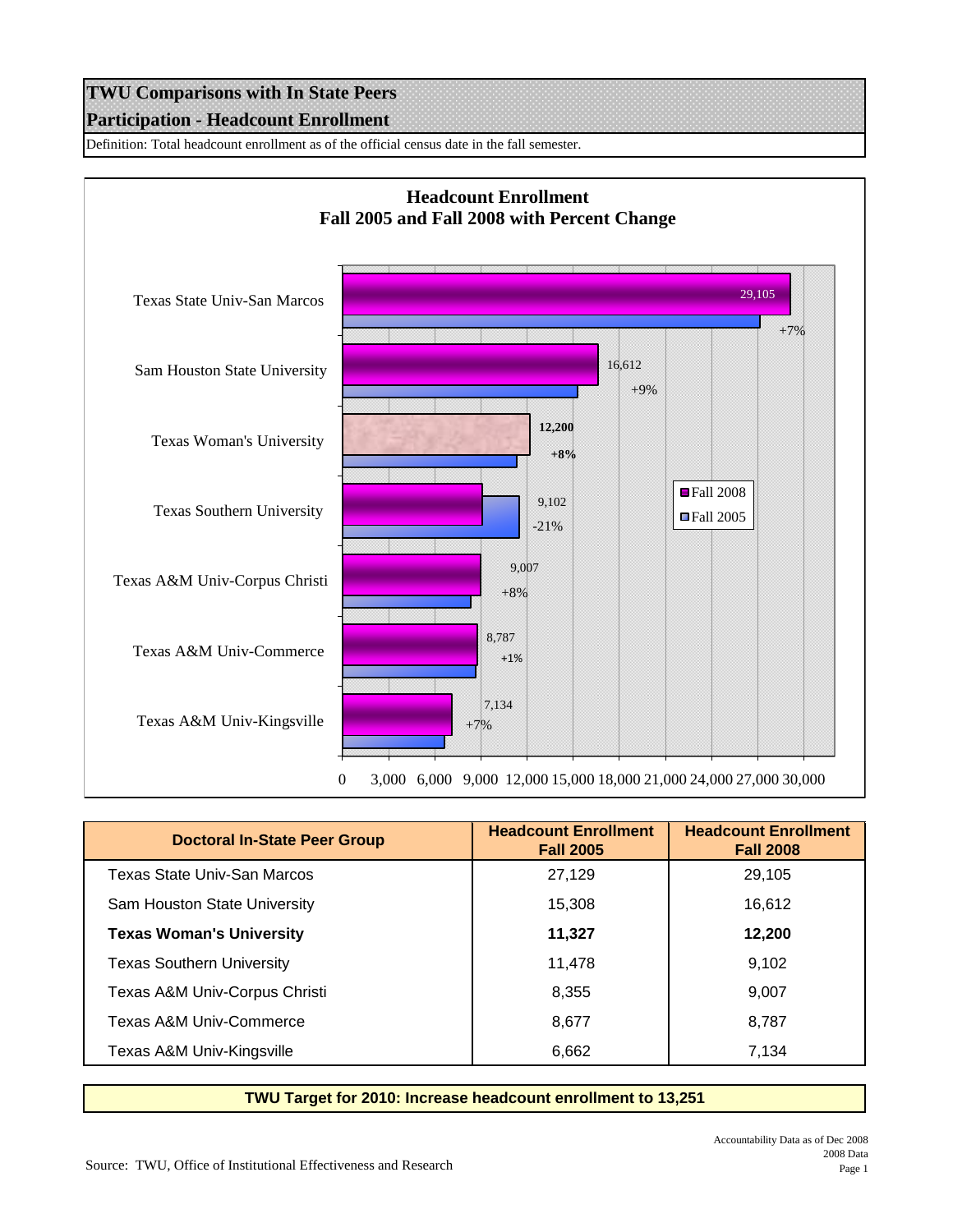# TWU Comparisons with In State Peers

## Participation - Headcount Enrollment

Definition: Total headcount enrollment as of the official census date in the fall semester.

**Headcount Enrollment**
**Fall 2005 and Fall 2008 with Percent Change**

| Institution | Fall 2008 | Percent Change |
|---|---|---|
| Texas State Univ-San Marcos | 29,105 | +7% |
| Sam Houston State University | 16,612 | +9% |
| Texas Woman's University | 12,200 | +8% |
| Texas Southern University | 9,102 | -21% |
| Texas A&M Univ-Corpus Christi | 9,007 | +8% |
| Texas A&M Univ-Commerce | 8,787 | +1% |
| Texas A&M Univ-Kingsville | 7,134 | +7% |

| Doctoral In-State Peer Group | Headcount Enrollment Fall 2005 | Headcount Enrollment Fall 2008 |
|---|---|---|
| Texas State Univ-San Marcos | 27,129 | 29,105 |
| Sam Houston State University | 15,308 | 16,612 |
| **Texas Woman's University** | **11,327** | **12,200** |
| Texas Southern University | 11,478 | 9,102 |
| Texas A&M Univ-Corpus Christi | 8,355 | 9,007 |
| Texas A&M Univ-Commerce | 8,677 | 8,787 |
| Texas A&M Univ-Kingsville | 6,662 | 7,134 |

**TWU Target for 2010: Increase headcount enrollment to 13,251**

Source: TWU, Office of Institutional Effectiveness and Research

Accountability Data as of Dec 2008
2008 Data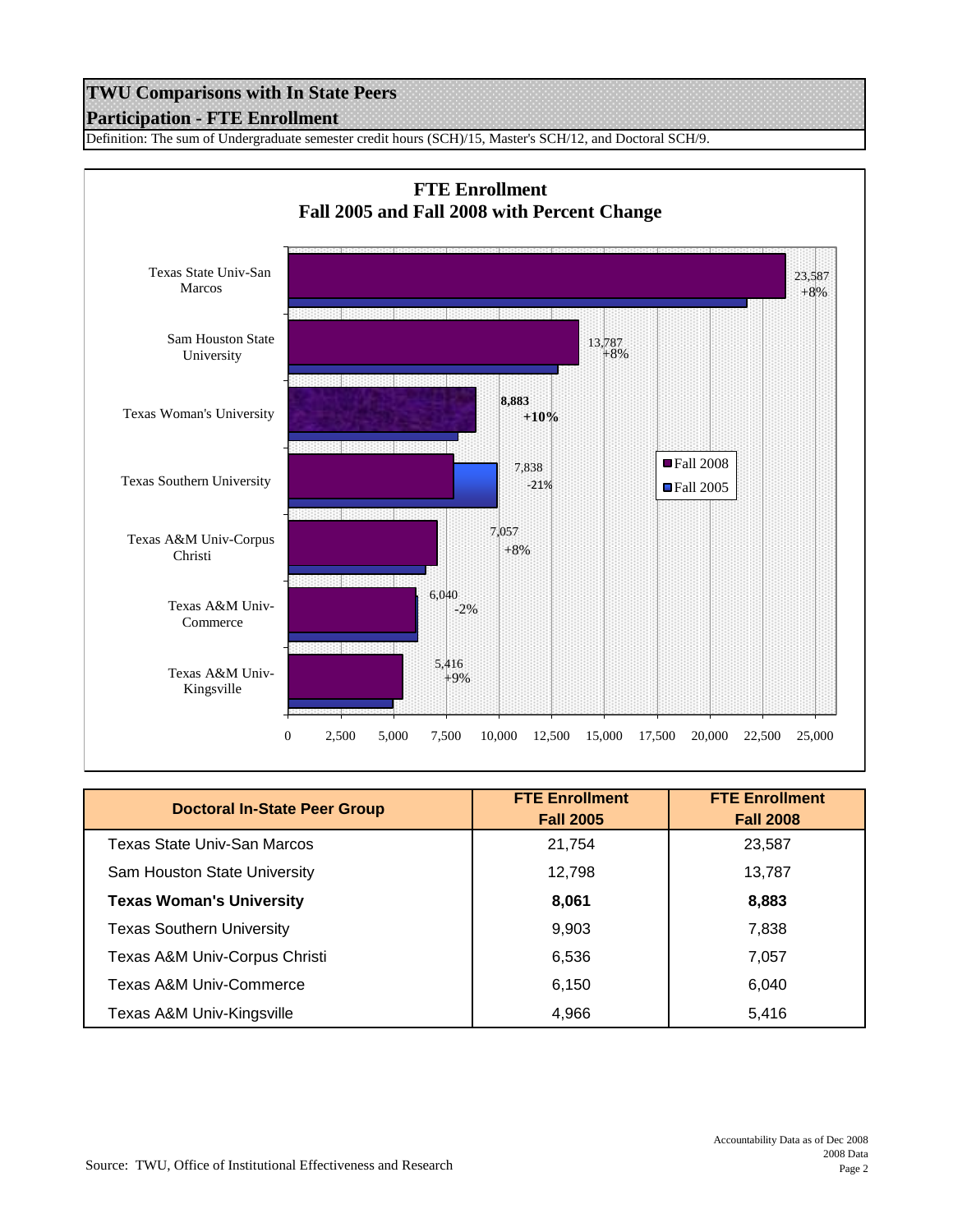# TWU Comparisons with In State Peers

## Participation - FTE Enrollment

Definition: The sum of Undergraduate semester credit hours (SCH)/15, Master's SCH/12, and Doctoral SCH/9.

**FTE Enrollment**
**Fall 2005 and Fall 2008 with Percent Change**

| Institution | Fall 2008 | Percent Change |
|---|---|---|
| Texas State Univ-San Marcos | 23,587 | +8% |
| Sam Houston State University | 13,787 | +8% |
| **Texas Woman's University** | **8,883** | **+10%** |
| Texas Southern University | 7,838 | -21% |
| Texas A&M Univ-Corpus Christi | 7,057 | +8% |
| Texas A&M Univ-Commerce | 6,040 | -2% |
| Texas A&M Univ-Kingsville | 5,416 | +9% |

| Doctoral In-State Peer Group | FTE Enrollment Fall 2005 | FTE Enrollment Fall 2008 |
|---|---|---|
| Texas State Univ-San Marcos | 21,754 | 23,587 |
| Sam Houston State University | 12,798 | 13,787 |
| **Texas Woman's University** | **8,061** | **8,883** |
| Texas Southern University | 9,903 | 7,838 |
| Texas A&M Univ-Corpus Christi | 6,536 | 7,057 |
| Texas A&M Univ-Commerce | 6,150 | 6,040 |
| Texas A&M Univ-Kingsville | 4,966 | 5,416 |

Source: TWU, Office of Institutional Effectiveness and Research

Accountability Data as of Dec 2008
2008 Data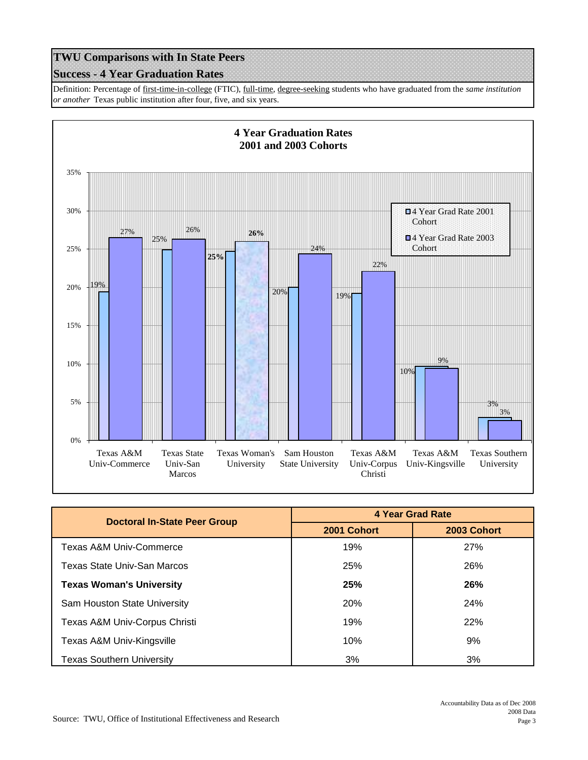# TWU Comparisons with In State Peers

## Success - 4 Year Graduation Rates

Definition: Percentage of first-time-in-college (FTIC), full-time, degree-seeking students who have graduated from the *same institution or another* Texas public institution after four, five, and six years.

**4 Year Graduation Rates**
**2001 and 2003 Cohorts**

| Doctoral In-State Peer Group | 4 Year Grad Rate | |
|---|---|---|
| | 2001 Cohort | 2003 Cohort |
| Texas A&M Univ-Commerce | 19% | 27% |
| Texas State Univ-San Marcos | 25% | 26% |
| **Texas Woman's University** | **25%** | **26%** |
| Sam Houston State University | 20% | 24% |
| Texas A&M Univ-Corpus Christi | 19% | 22% |
| Texas A&M Univ-Kingsville | 10% | 9% |
| Texas Southern University | 3% | 3% |

Source: TWU, Office of Institutional Effectiveness and Research

Accountability Data as of Dec 2008
2008 Data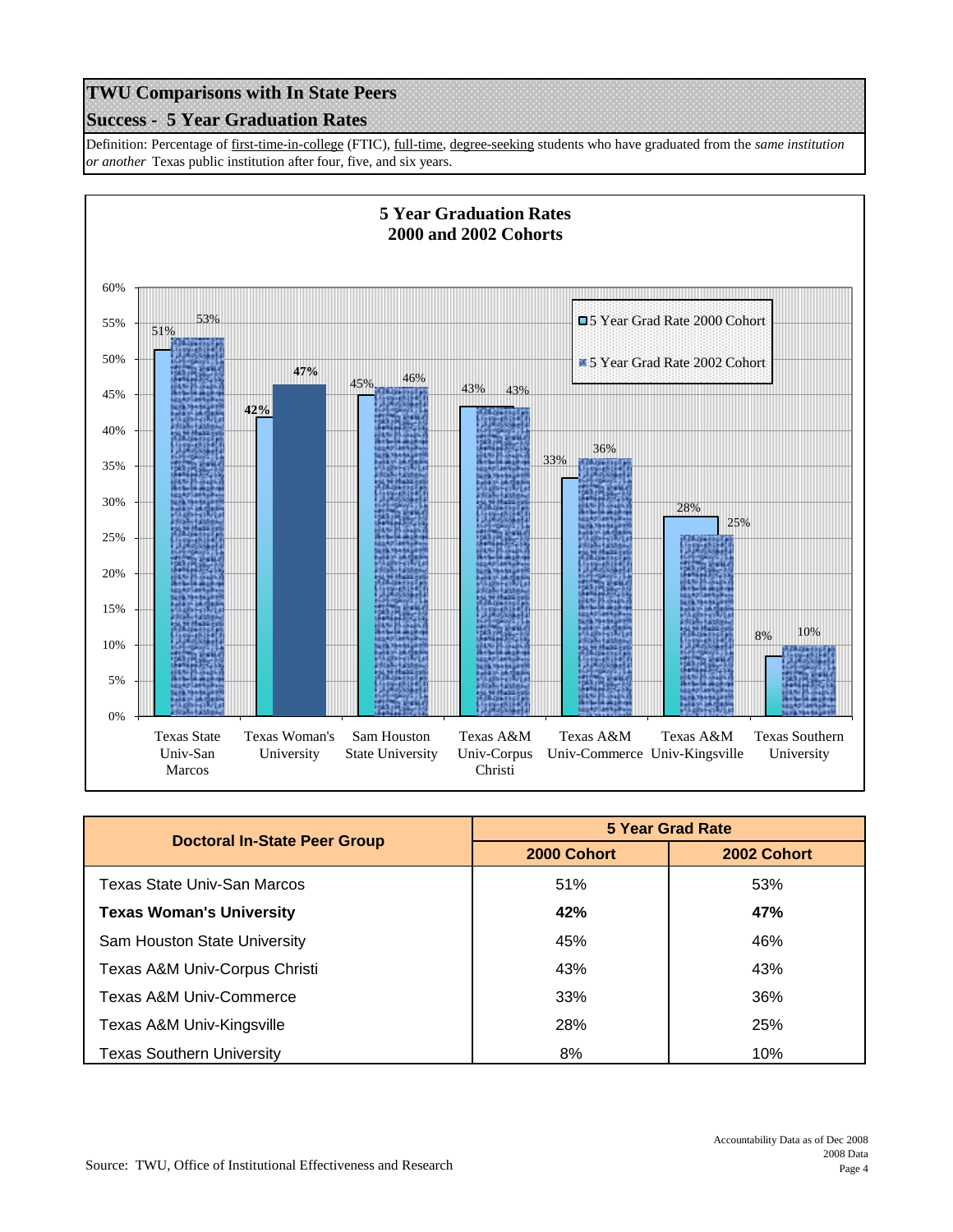## TWU Comparisons with In State Peers

### Success - 5 Year Graduation Rates

Definition: Percentage of first-time-in-college (FTIC), full-time, degree-seeking students who have graduated from the *same institution or another* Texas public institution after four, five, and six years.

**5 Year Graduation Rates**
**2000 and 2002 Cohorts**

| Institution | 5 Year Grad Rate 2000 Cohort | 5 Year Grad Rate 2002 Cohort |
|---|---|---|
| Texas State Univ-San Marcos | 51% | 53% |
| Texas Woman's University | 42% | 47% |
| Sam Houston State University | 45% | 46% |
| Texas A&M Univ-Corpus Christi | 43% | 43% |
| Texas A&M Univ-Commerce | 33% | 36% |
| Texas A&M Univ-Kingsville | 28% | 25% |
| Texas Southern University | 8% | 10% |

| Doctoral In-State Peer Group | 5 Year Grad Rate | |
|---|---|---|
| | 2000 Cohort | 2002 Cohort |
| Texas State Univ-San Marcos | 51% | 53% |
| **Texas Woman's University** | **42%** | **47%** |
| Sam Houston State University | 45% | 46% |
| Texas A&M Univ-Corpus Christi | 43% | 43% |
| Texas A&M Univ-Commerce | 33% | 36% |
| Texas A&M Univ-Kingsville | 28% | 25% |
| Texas Southern University | 8% | 10% |

Source: TWU, Office of Institutional Effectiveness and Research

Accountability Data as of Dec 2008
2008 Data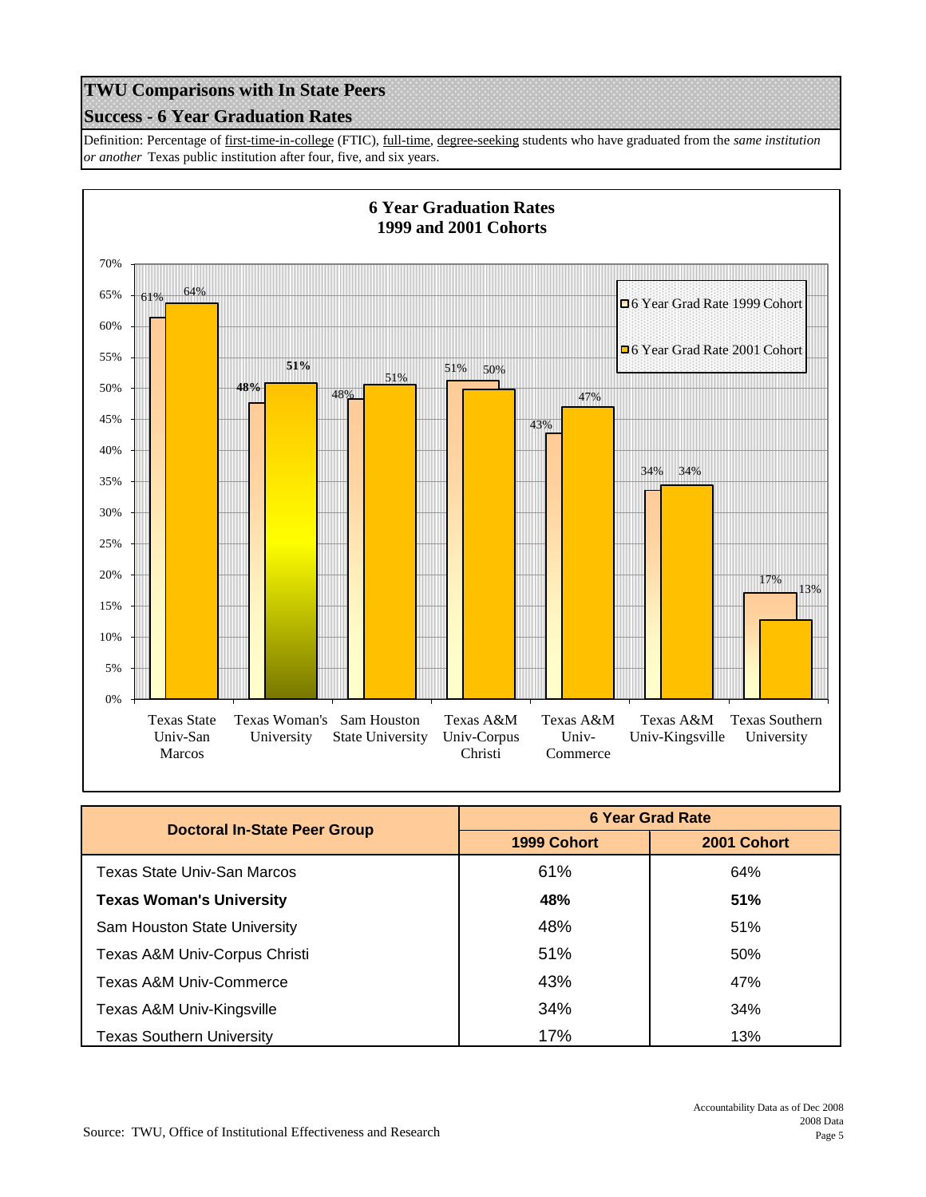## TWU Comparisons with In State Peers

### Success - 6 Year Graduation Rates

Definition: Percentage of first-time-in-college (FTIC), full-time, degree-seeking students who have graduated from the *same institution or another* Texas public institution after four, five, and six years.

**6 Year Graduation Rates**
**1999 and 2001 Cohorts**

| Institution | 6 Year Grad Rate 1999 Cohort | 6 Year Grad Rate 2001 Cohort |
|---|---|---|
| Texas State Univ-San Marcos | 61% | 64% |
| Texas Woman's University | **48%** | **51%** |
| Sam Houston State University | 48% | 51% |
| Texas A&M Univ-Corpus Christi | 51% | 50% |
| Texas A&M Univ-Commerce | 43% | 47% |
| Texas A&M Univ-Kingsville | 34% | 34% |
| Texas Southern University | 17% | 13% |

| Doctoral In-State Peer Group | 6 Year Grad Rate | |
|---|---|---|
| | 1999 Cohort | 2001 Cohort |
| Texas State Univ-San Marcos | 61% | 64% |
| **Texas Woman's University** | **48%** | **51%** |
| Sam Houston State University | 48% | 51% |
| Texas A&M Univ-Corpus Christi | 51% | 50% |
| Texas A&M Univ-Commerce | 43% | 47% |
| Texas A&M Univ-Kingsville | 34% | 34% |
| Texas Southern University | 17% | 13% |

Source: TWU, Office of Institutional Effectiveness and Research

Accountability Data as of Dec 2008
2008 Data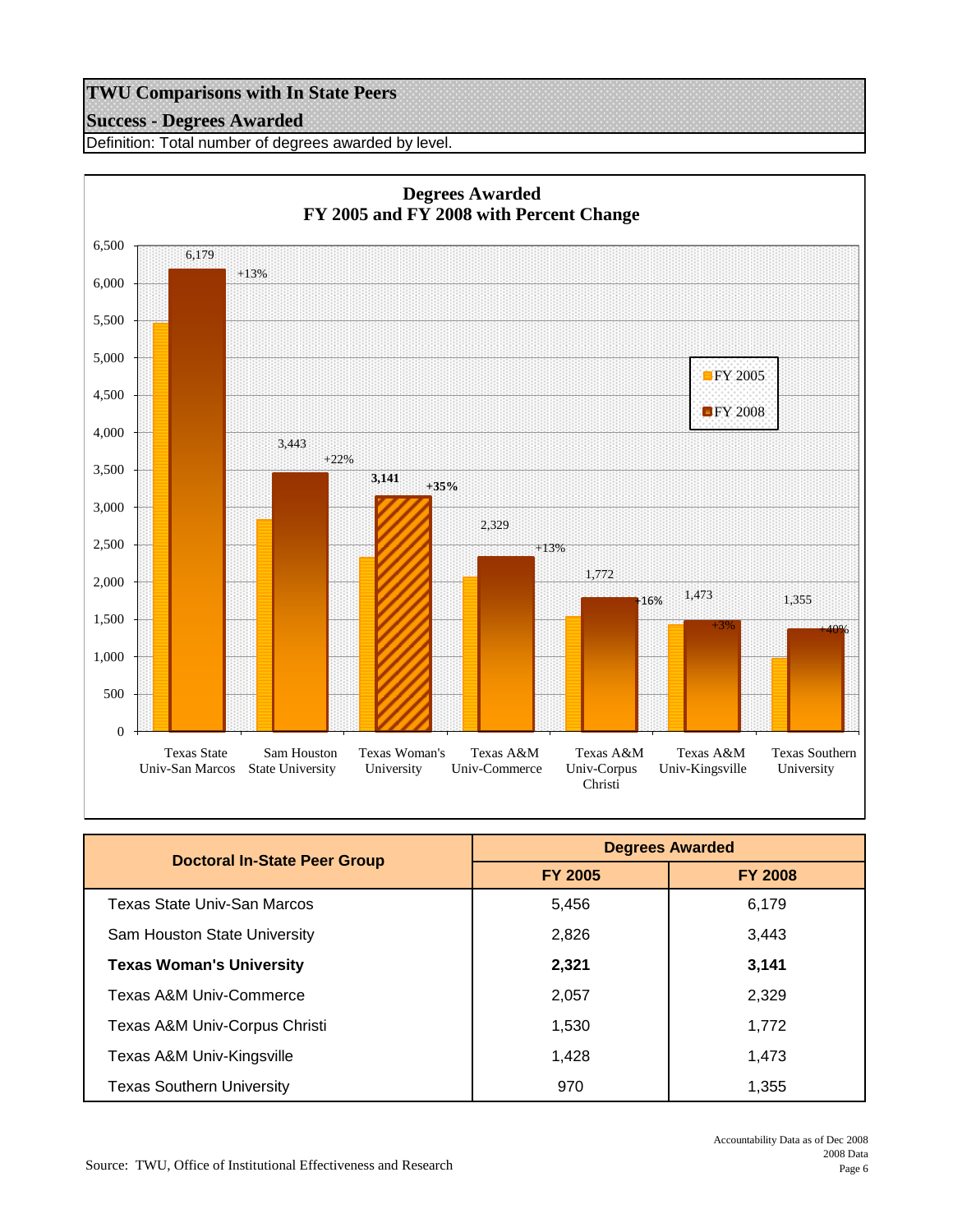# TWU Comparisons with In State Peers

## Success - Degrees Awarded

Definition: Total number of degrees awarded by level.

**Degrees Awarded**
**FY 2005 and FY 2008 with Percent Change**

| Institution | FY 2008 | Percent Change |
|---|---|---|
| Texas State Univ-San Marcos | 6,179 | +13% |
| Sam Houston State University | 3,443 | +22% |
| **Texas Woman's University** | **3,141** | **+35%** |
| Texas A&M Univ-Commerce | 2,329 | +13% |
| Texas A&M Univ-Corpus Christi | 1,772 | +16% |
| Texas A&M Univ-Kingsville | 1,473 | +3% |
| Texas Southern University | 1,355 | +40% |

| Doctoral In-State Peer Group | Degrees Awarded | |
|---|---|---|
| | FY 2005 | FY 2008 |
| Texas State Univ-San Marcos | 5,456 | 6,179 |
| Sam Houston State University | 2,826 | 3,443 |
| **Texas Woman's University** | **2,321** | **3,141** |
| Texas A&M Univ-Commerce | 2,057 | 2,329 |
| Texas A&M Univ-Corpus Christi | 1,530 | 1,772 |
| Texas A&M Univ-Kingsville | 1,428 | 1,473 |
| Texas Southern University | 970 | 1,355 |

Source: TWU, Office of Institutional Effectiveness and Research

Accountability Data as of Dec 2008
2008 Data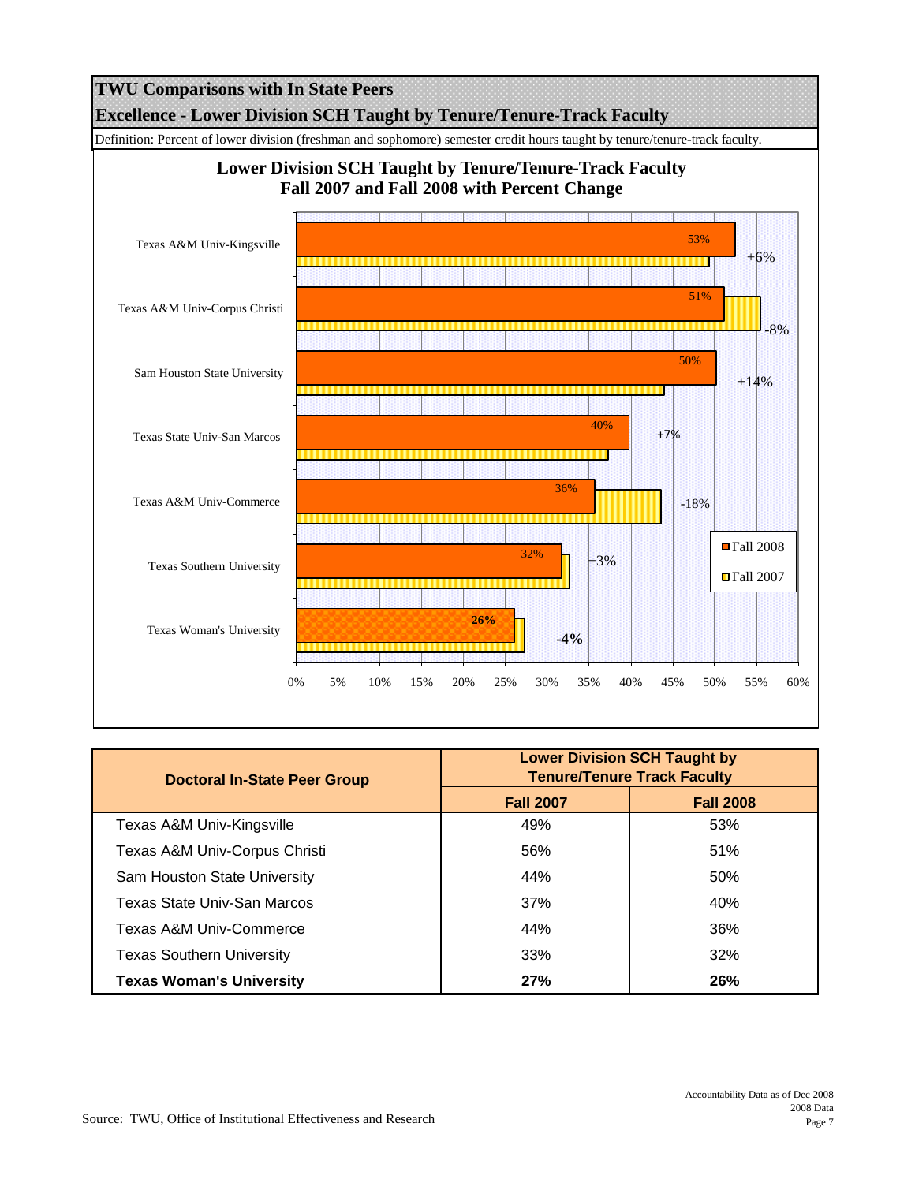# TWU Comparisons with In State Peers

## Excellence - Lower Division SCH Taught by Tenure/Tenure-Track Faculty

Definition: Percent of lower division (freshman and sophomore) semester credit hours taught by tenure/tenure-track faculty.

### Lower Division SCH Taught by Tenure/Tenure-Track Faculty
### Fall 2007 and Fall 2008 with Percent Change

| Institution | Fall 2008 | Percent Change |
|---|---|---|
| Texas A&M Univ-Kingsville | 53% | +6% |
| Texas A&M Univ-Corpus Christi | 51% | -8% |
| Sam Houston State University | 50% | +14% |
| Texas State Univ-San Marcos | 40% | +7% |
| Texas A&M Univ-Commerce | 36% | -18% |
| Texas Southern University | 32% | +3% |
| Texas Woman's University | 26% | -4% |

| Doctoral In-State Peer Group | Lower Division SCH Taught by Tenure/Tenure Track Faculty | |
|---|---|---|
| | Fall 2007 | Fall 2008 |
| Texas A&M Univ-Kingsville | 49% | 53% |
| Texas A&M Univ-Corpus Christi | 56% | 51% |
| Sam Houston State University | 44% | 50% |
| Texas State Univ-San Marcos | 37% | 40% |
| Texas A&M Univ-Commerce | 44% | 36% |
| Texas Southern University | 33% | 32% |
| **Texas Woman's University** | **27%** | **26%** |

Source: TWU, Office of Institutional Effectiveness and Research

Accountability Data as of Dec 2008
2008 Data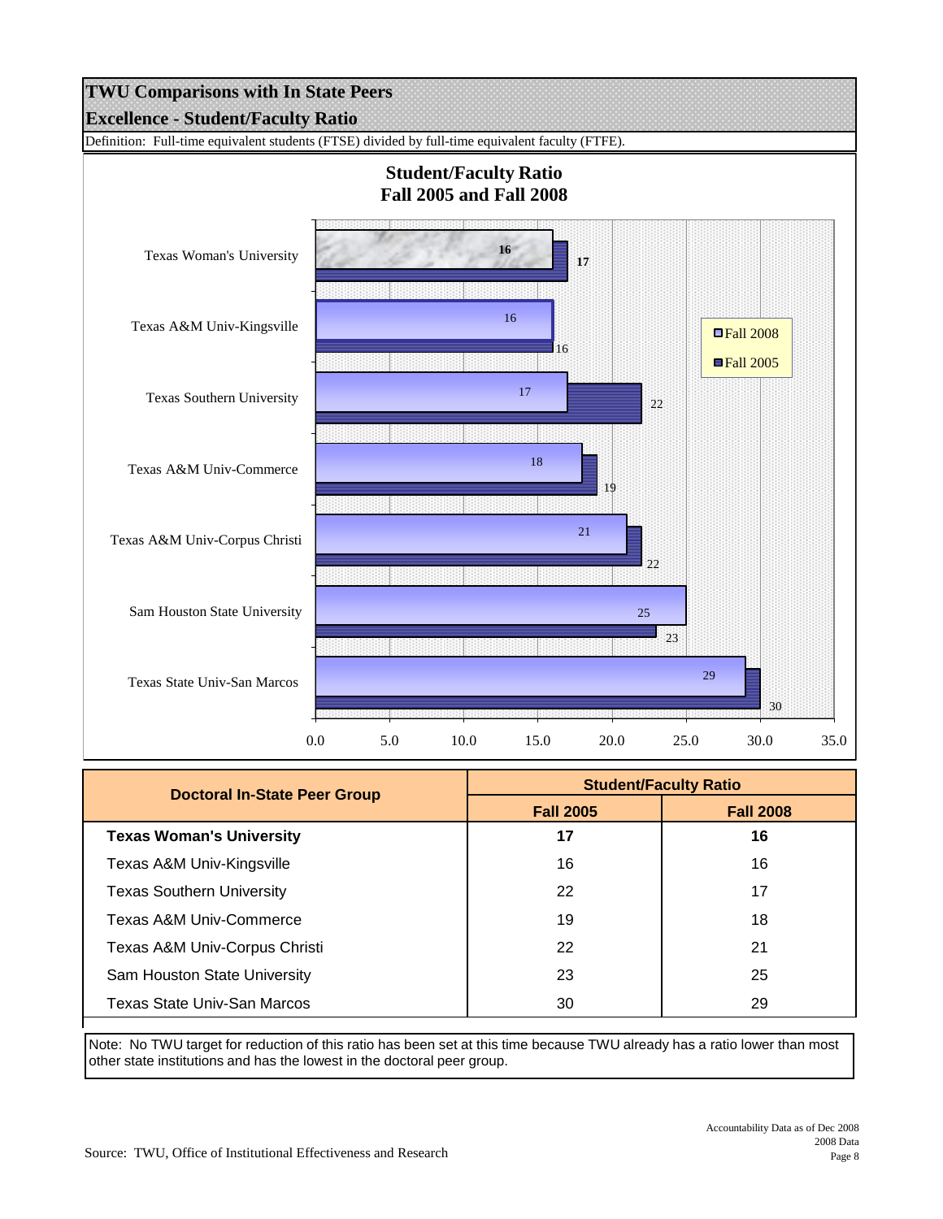# TWU Comparisons with In State Peers

## Excellence - Student/Faculty Ratio

Definition: Full-time equivalent students (FTSE) divided by full-time equivalent faculty (FTFE).

**Student/Faculty Ratio**
**Fall 2005 and Fall 2008**

| Doctoral In-State Peer Group | Student/Faculty Ratio | |
|---|---|---|
| | Fall 2005 | Fall 2008 |
| **Texas Woman's University** | **17** | **16** |
| Texas A&M Univ-Kingsville | 16 | 16 |
| Texas Southern University | 22 | 17 |
| Texas A&M Univ-Commerce | 19 | 18 |
| Texas A&M Univ-Corpus Christi | 22 | 21 |
| Sam Houston State University | 23 | 25 |
| Texas State Univ-San Marcos | 30 | 29 |

Note: No TWU target for reduction of this ratio has been set at this time because TWU already has a ratio lower than most other state institutions and has the lowest in the doctoral peer group.

Source: TWU, Office of Institutional Effectiveness and Research

Accountability Data as of Dec 2008
2008 Data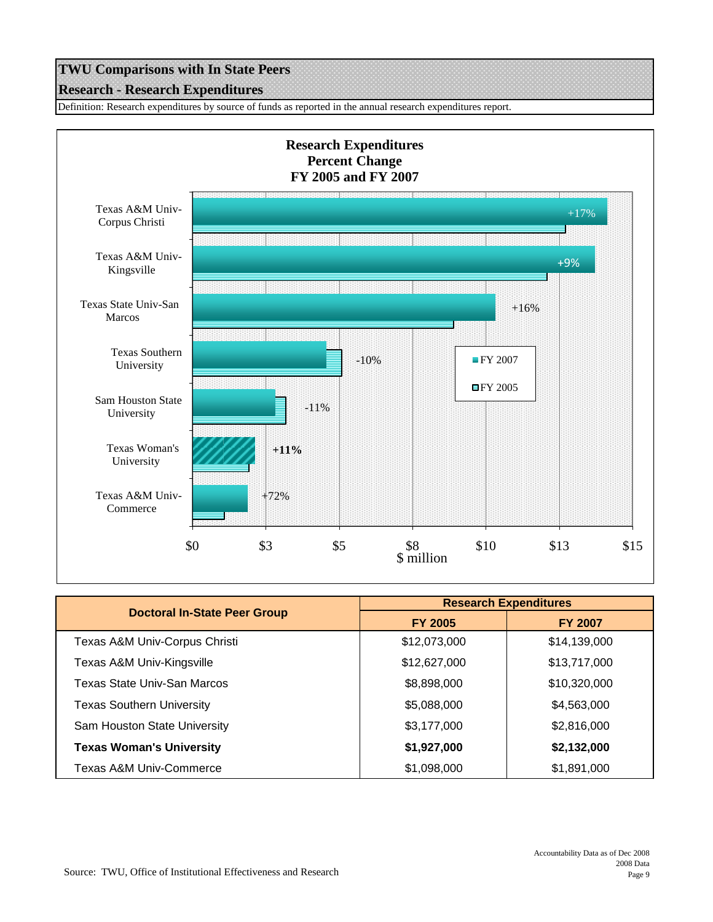# TWU Comparisons with In State Peers

## Research - Research Expenditures

Definition: Research expenditures by source of funds as reported in the annual research expenditures report.

**Research Expenditures Percent Change FY 2005 and FY 2007**

| Institution | Percent Change |
|---|---|
| Texas A&M Univ-Corpus Christi | +17% |
| Texas A&M Univ-Kingsville | +9% |
| Texas State Univ-San Marcos | +16% |
| Texas Southern University | -10% |
| Sam Houston State University | -11% |
| **Texas Woman's University** | **+11%** |
| Texas A&M Univ-Commerce | +72% |

| Doctoral In-State Peer Group | Research Expenditures | |
|---|---|---|
| | FY 2005 | FY 2007 |
| Texas A&M Univ-Corpus Christi | $12,073,000 | $14,139,000 |
| Texas A&M Univ-Kingsville | $12,627,000 | $13,717,000 |
| Texas State Univ-San Marcos | $8,898,000 | $10,320,000 |
| Texas Southern University | $5,088,000 | $4,563,000 |
| Sam Houston State University | $3,177,000 | $2,816,000 |
| **Texas Woman's University** | **$1,927,000** | **$2,132,000** |
| Texas A&M Univ-Commerce | $1,098,000 | $1,891,000 |

Source: TWU, Office of Institutional Effectiveness and Research

Accountability Data as of Dec 2008
2008 Data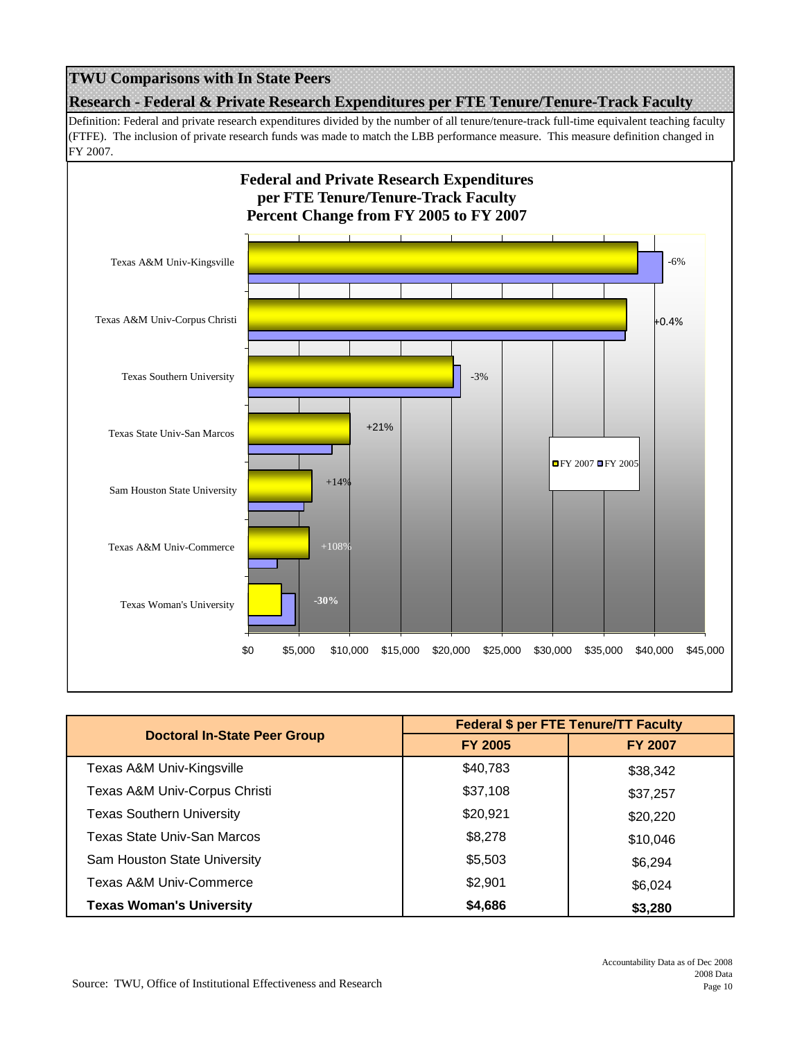## TWU Comparisons with In State Peers

### Research - Federal & Private Research Expenditures per FTE Tenure/Tenure-Track Faculty

Definition: Federal and private research expenditures divided by the number of all tenure/tenure-track full-time equivalent teaching faculty (FTFE). The inclusion of private research funds was made to match the LBB performance measure. This measure definition changed in FY 2007.

**Federal and Private Research Expenditures per FTE Tenure/Tenure-Track Faculty Percent Change from FY 2005 to FY 2007**

| Institution | Percent Change |
|---|---|
| Texas A&M Univ-Kingsville | -6% |
| Texas A&M Univ-Corpus Christi | +0.4% |
| Texas Southern University | -3% |
| Texas State Univ-San Marcos | +21% |
| Sam Houston State University | +14% |
| Texas A&M Univ-Commerce | +108% |
| Texas Woman's University | -30% |

| Doctoral In-State Peer Group | Federal $ per FTE Tenure/TT Faculty | |
|---|---|---|
| | FY 2005 | FY 2007 |
| Texas A&M Univ-Kingsville | $40,783 | $38,342 |
| Texas A&M Univ-Corpus Christi | $37,108 | $37,257 |
| Texas Southern University | $20,921 | $20,220 |
| Texas State Univ-San Marcos | $8,278 | $10,046 |
| Sam Houston State University | $5,503 | $6,294 |
| Texas A&M Univ-Commerce | $2,901 | $6,024 |
| **Texas Woman's University** | **$4,686** | **$3,280** |

Source: TWU, Office of Institutional Effectiveness and Research

Accountability Data as of Dec 2008
2008 Data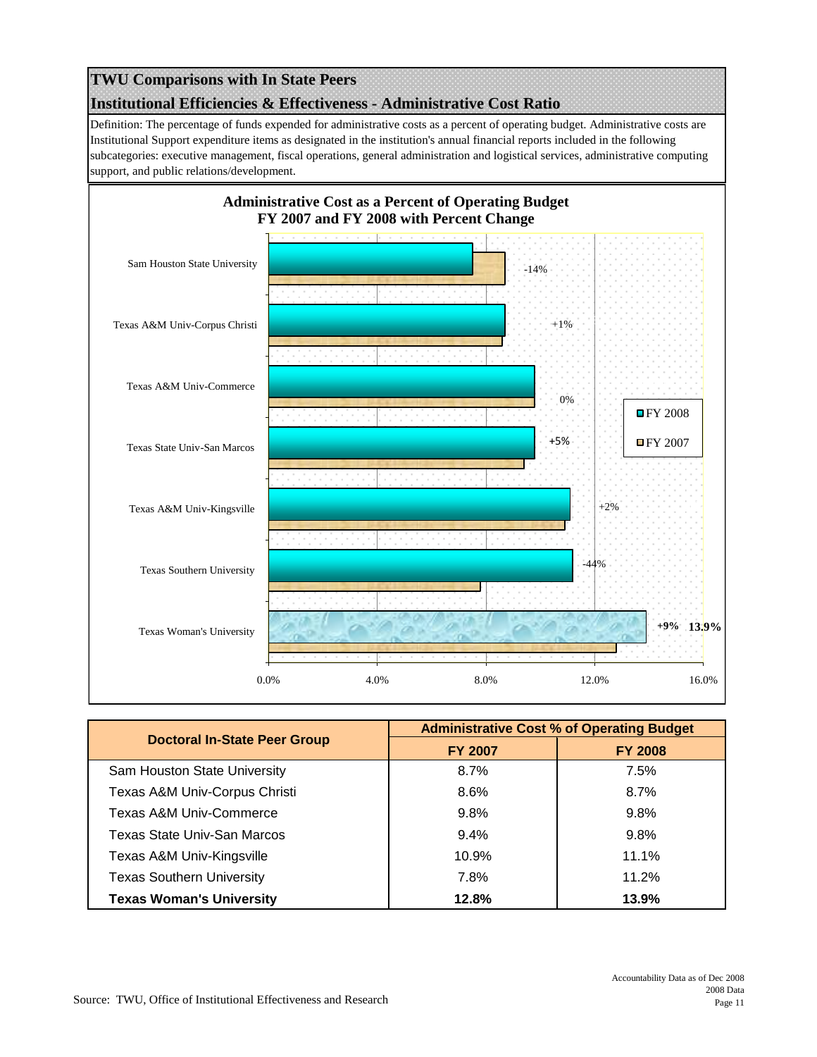# TWU Comparisons with In State Peers

## Institutional Efficiencies & Effectiveness - Administrative Cost Ratio

Definition: The percentage of funds expended for administrative costs as a percent of operating budget. Administrative costs are Institutional Support expenditure items as designated in the institution's annual financial reports included in the following subcategories: executive management, fiscal operations, general administration and logistical services, administrative computing support, and public relations/development.

**Administrative Cost as a Percent of Operating Budget**
**FY 2007 and FY 2008 with Percent Change**

| Institution | Percent Change |
|---|---|
| Sam Houston State University | -14% |
| Texas A&M Univ-Corpus Christi | +1% |
| Texas A&M Univ-Commerce | 0% |
| Texas State Univ-San Marcos | +5% |
| Texas A&M Univ-Kingsville | +2% |
| Texas Southern University | -44% |
| Texas Woman's University | +9% 13.9% |

| Doctoral In-State Peer Group | Administrative Cost % of Operating Budget | |
|---|---|---|
| | FY 2007 | FY 2008 |
| Sam Houston State University | 8.7% | 7.5% |
| Texas A&M Univ-Corpus Christi | 8.6% | 8.7% |
| Texas A&M Univ-Commerce | 9.8% | 9.8% |
| Texas State Univ-San Marcos | 9.4% | 9.8% |
| Texas A&M Univ-Kingsville | 10.9% | 11.1% |
| Texas Southern University | 7.8% | 11.2% |
| **Texas Woman's University** | **12.8%** | **13.9%** |

Source: TWU, Office of Institutional Effectiveness and Research

Accountability Data as of Dec 2008
2008 Data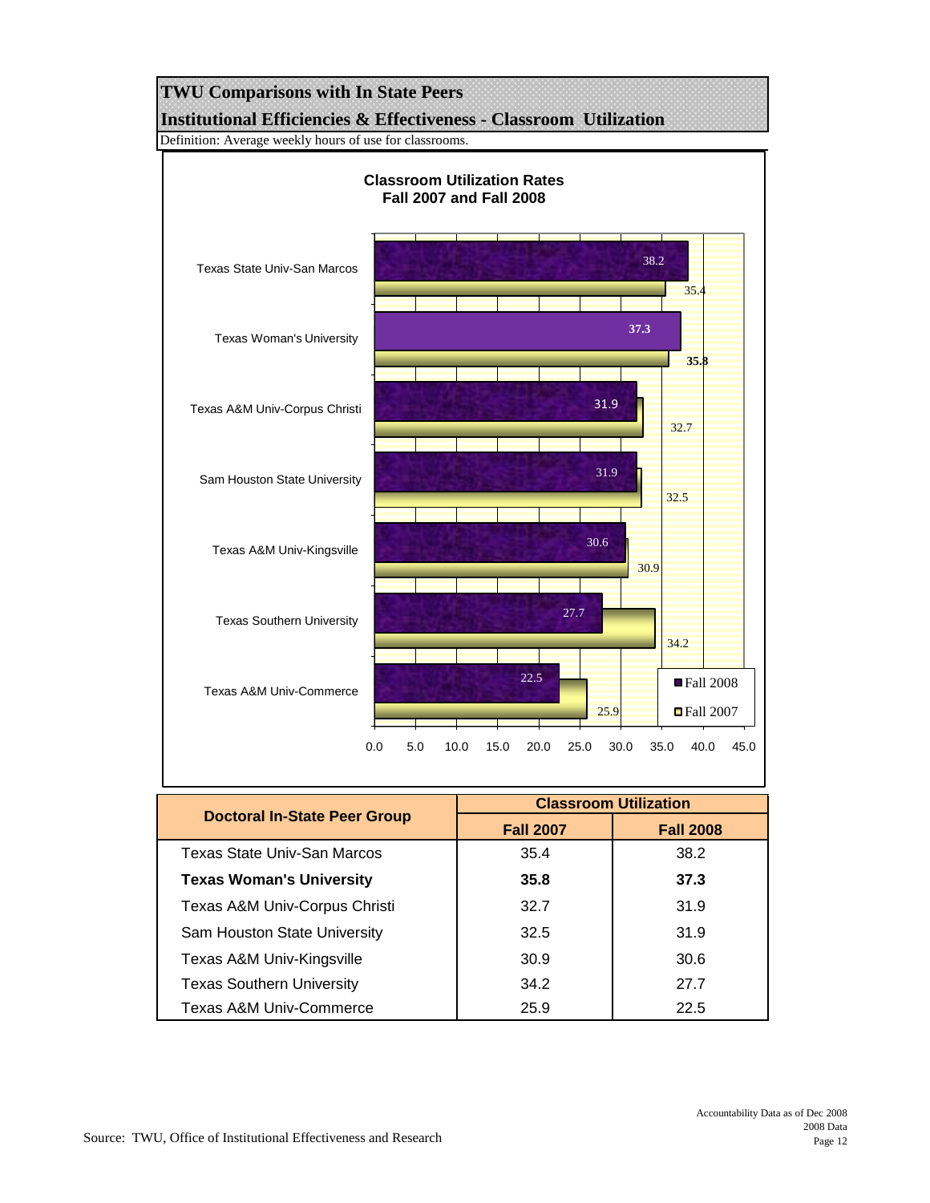# TWU Comparisons with In State Peers

## Institutional Efficiencies & Effectiveness - Classroom Utilization

Definition: Average weekly hours of use for classrooms.

**Classroom Utilization Rates**
**Fall 2007 and Fall 2008**

| Doctoral In-State Peer Group | Classroom Utilization | |
|---|---|---|
| | **Fall 2007** | **Fall 2008** |
| Texas State Univ-San Marcos | 35.4 | 38.2 |
| **Texas Woman's University** | **35.8** | **37.3** |
| Texas A&M Univ-Corpus Christi | 32.7 | 31.9 |
| Sam Houston State University | 32.5 | 31.9 |
| Texas A&M Univ-Kingsville | 30.9 | 30.6 |
| Texas Southern University | 34.2 | 27.7 |
| Texas A&M Univ-Commerce | 25.9 | 22.5 |

Source: TWU, Office of Institutional Effectiveness and Research

Accountability Data as of Dec 2008
2008 Data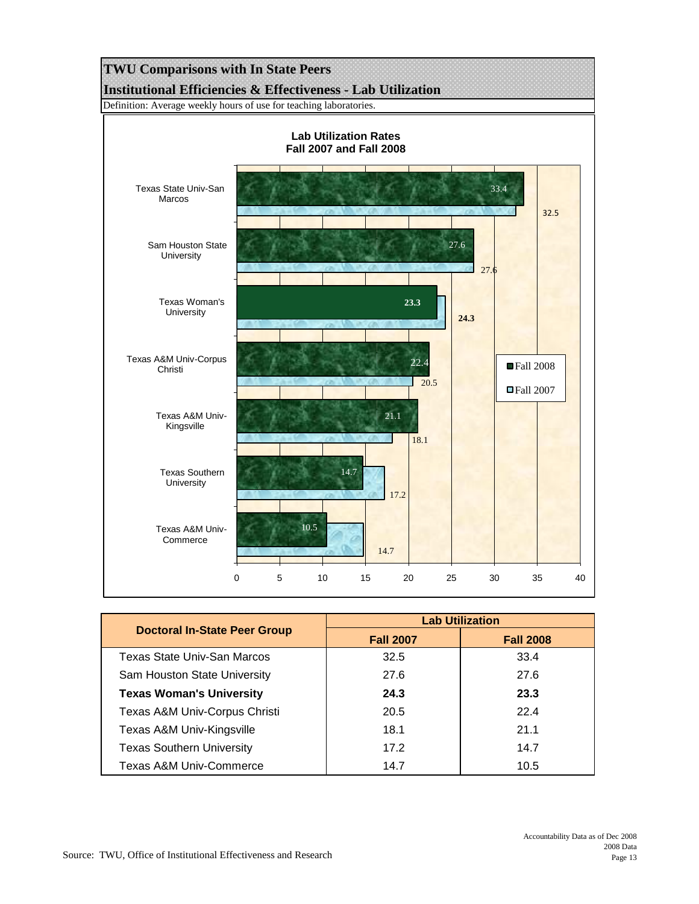## TWU Comparisons with In State Peers

## Institutional Efficiencies & Effectiveness - Lab Utilization

Definition: Average weekly hours of use for teaching laboratories.

**Lab Utilization Rates**
**Fall 2007 and Fall 2008**

Texas State Univ-San Marcos 33.4 32.5
Sam Houston State University 27.6 27.6
Texas Woman's University 23.3 24.3
Texas A&M Univ-Corpus Christi 22.4 20.5
Texas A&M Univ-Kingsville 21.1 18.1
Texas Southern University 14.7 17.2
Texas A&M Univ-Commerce 10.5 14.7

0 5 10 15 20 25 30 35 40

Fall 2008
Fall 2007

| Doctoral In-State Peer Group | Lab Utilization | |
|---|---|---|
| | Fall 2007 | Fall 2008 |
| Texas State Univ-San Marcos | 32.5 | 33.4 |
| Sam Houston State University | 27.6 | 27.6 |
| **Texas Woman's University** | **24.3** | **23.3** |
| Texas A&M Univ-Corpus Christi | 20.5 | 22.4 |
| Texas A&M Univ-Kingsville | 18.1 | 21.1 |
| Texas Southern University | 17.2 | 14.7 |
| Texas A&M Univ-Commerce | 14.7 | 10.5 |

Source: TWU, Office of Institutional Effectiveness and Research

Accountability Data as of Dec 2008
2008 Data